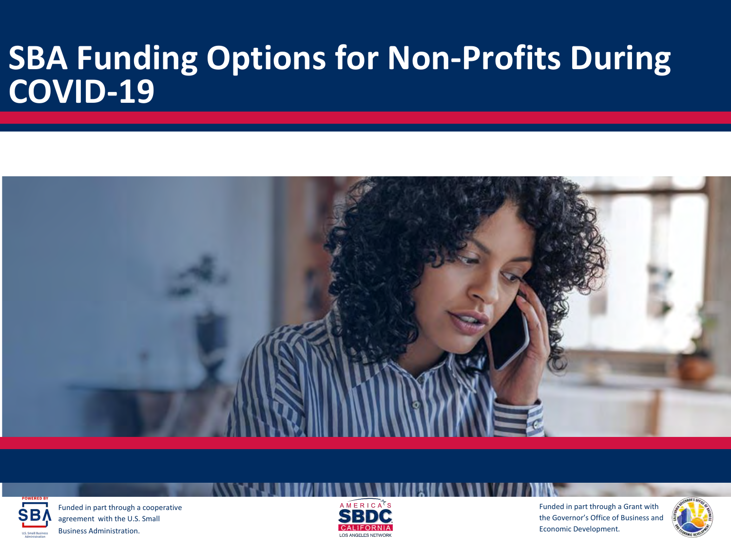# SBA Funding Options for Non-Profits During COVID-19

Funded in part through a cooperative agreement with the U.S. Small Business Administration.

Funded in part through a Grant with the Governor's Office of Business and Economic Development.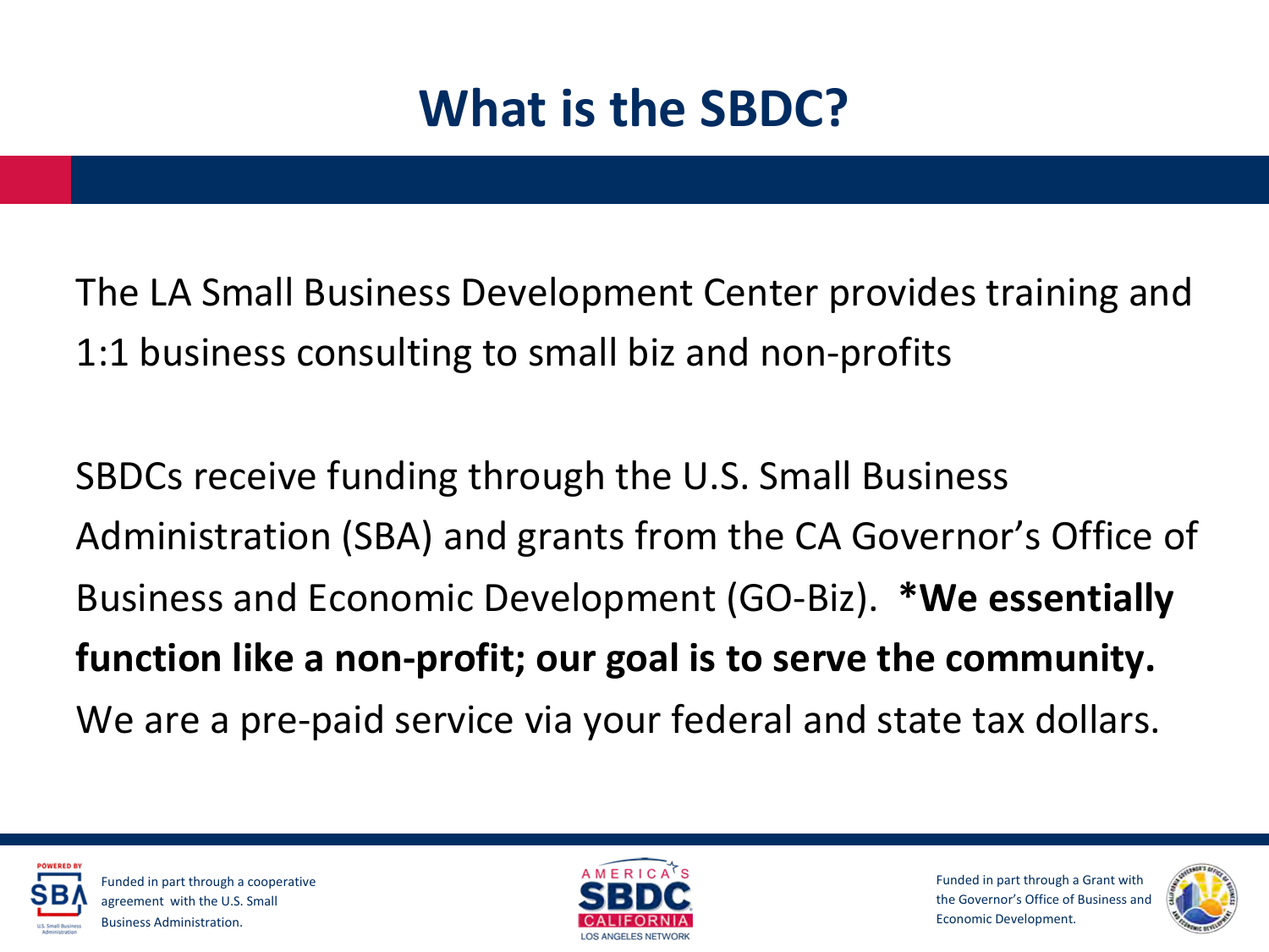# What is the SBDC?

The LA Small Business Development Center provides training and 1:1 business consulting to small biz and non-profits

SBDCs receive funding through the U.S. Small Business Administration (SBA) and grants from the CA Governor's Office of Business and Economic Development (GO-Biz). **\*We essentially function like a non-profit; our goal is to serve the community.** We are a pre-paid service via your federal and state tax dollars.

Funded in part through a cooperative agreement with the U.S. Small Business Administration.

Funded in part through a Grant with the Governor's Office of Business and Economic Development.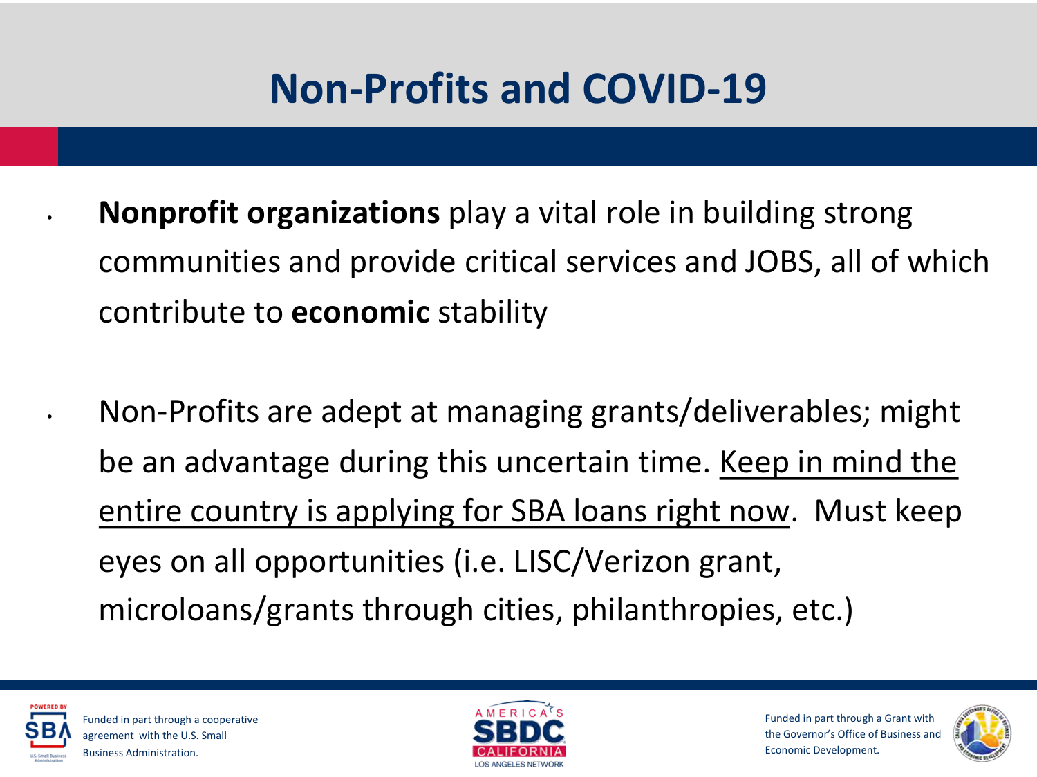# Non-Profits and COVID-19

- **Nonprofit organizations** play a vital role in building strong communities and provide critical services and JOBS, all of which contribute to **economic** stability

- Non-Profits are adept at managing grants/deliverables; might be an advantage during this uncertain time. <u>Keep in mind the entire country is applying for SBA loans right now</u>. Must keep eyes on all opportunities (i.e. LISC/Verizon grant, microloans/grants through cities, philanthropies, etc.)

Funded in part through a cooperative agreement with the U.S. Small Business Administration.

Funded in part through a Grant with the Governor's Office of Business and Economic Development.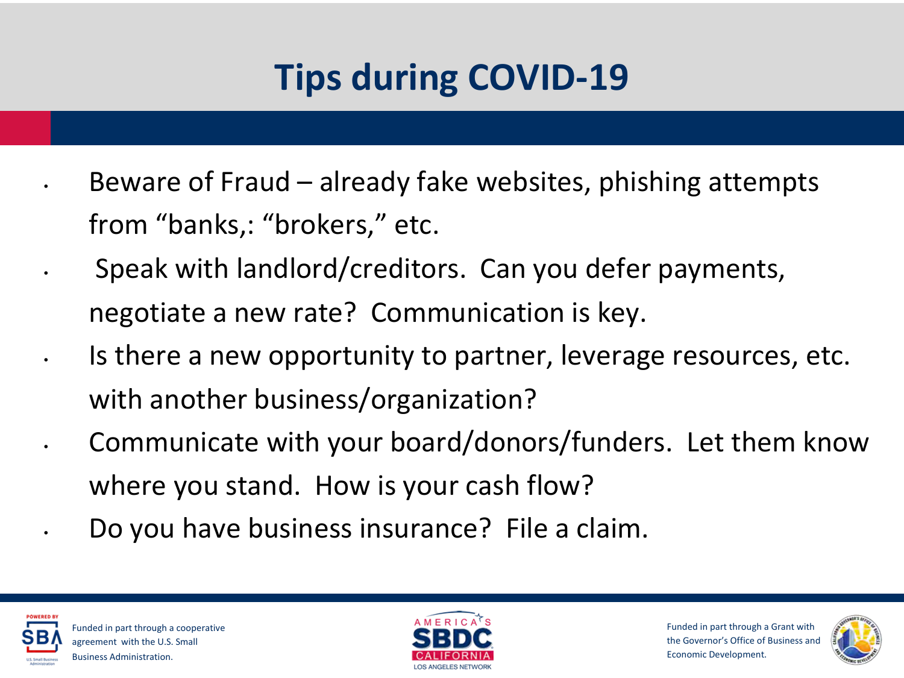# Tips during COVID-19

- Beware of Fraud – already fake websites, phishing attempts from "banks,: "brokers," etc.
- Speak with landlord/creditors. Can you defer payments, negotiate a new rate? Communication is key.
- Is there a new opportunity to partner, leverage resources, etc. with another business/organization?
- Communicate with your board/donors/funders. Let them know where you stand. How is your cash flow?
- Do you have business insurance? File a claim.

Funded in part through a cooperative agreement with the U.S. Small Business Administration.

Funded in part through a Grant with the Governor's Office of Business and Economic Development.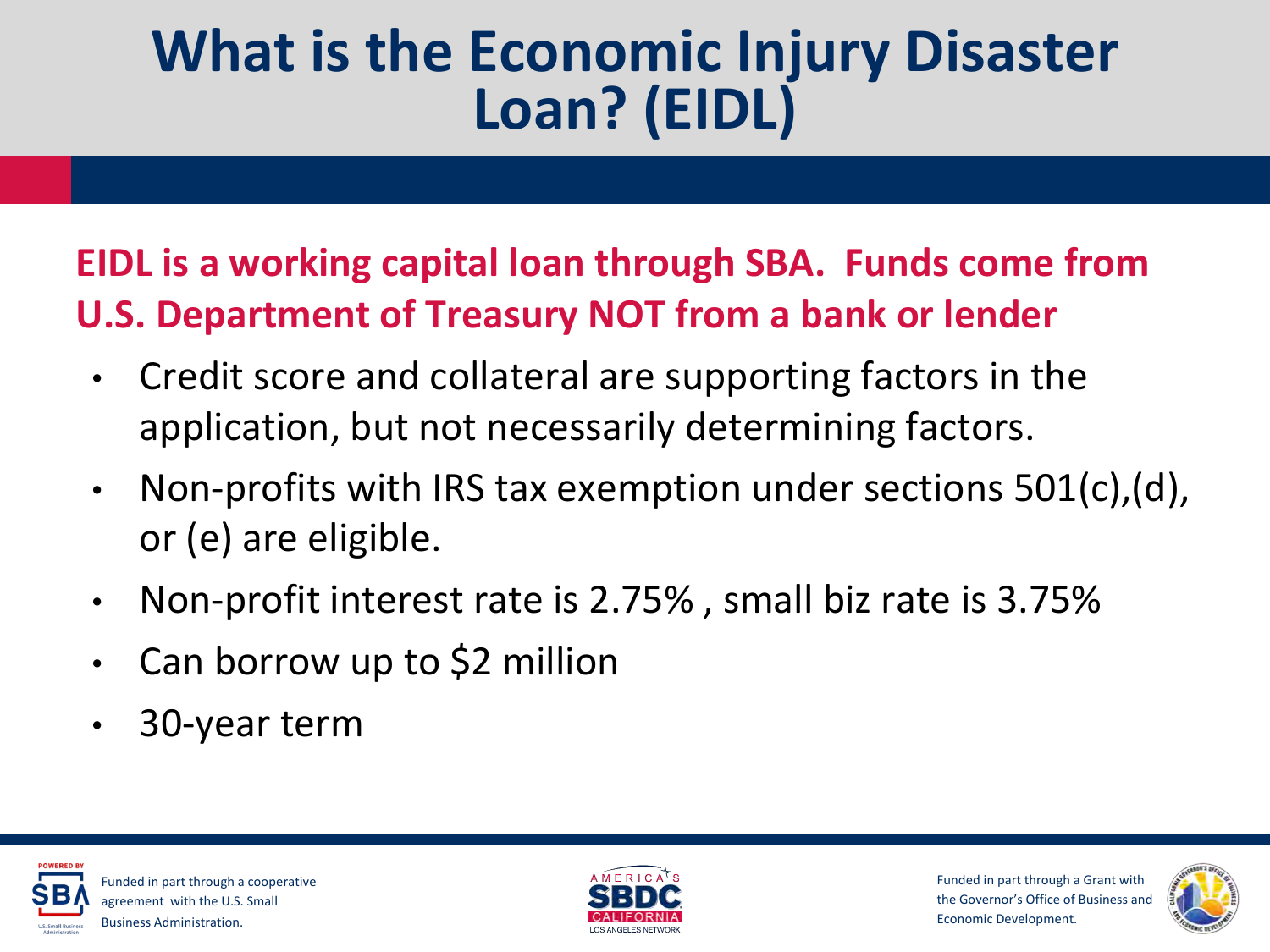# What is the Economic Injury Disaster Loan? (EIDL)

**EIDL is a working capital loan through SBA. Funds come from U.S. Department of Treasury NOT from a bank or lender**

- Credit score and collateral are supporting factors in the application, but not necessarily determining factors.
- Non-profits with IRS tax exemption under sections 501(c),(d), or (e) are eligible.
- Non-profit interest rate is 2.75% , small biz rate is 3.75%
- Can borrow up to $2 million
- 30-year term

Funded in part through a cooperative agreement with the U.S. Small Business Administration.

Funded in part through a Grant with the Governor's Office of Business and Economic Development.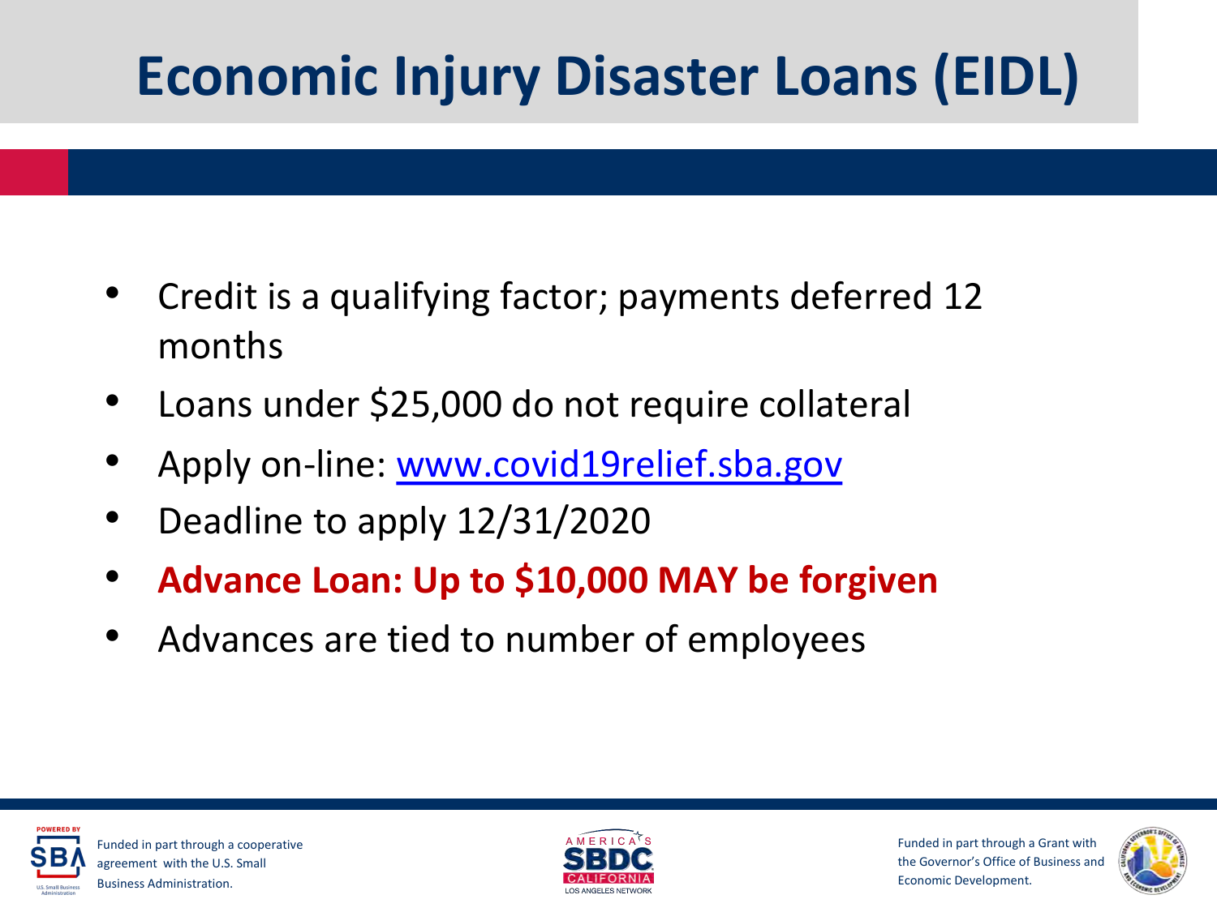# Economic Injury Disaster Loans (EIDL)

- Credit is a qualifying factor; payments deferred 12 months
- Loans under $25,000 do not require collateral
- Apply on-line: [www.covid19relief.sba.gov](www.covid19relief.sba.gov)
- Deadline to apply 12/31/2020
- **Advance Loan: Up to $10,000 MAY be forgiven**
- Advances are tied to number of employees

Funded in part through a cooperative agreement with the U.S. Small Business Administration.

Funded in part through a Grant with the Governor's Office of Business and Economic Development.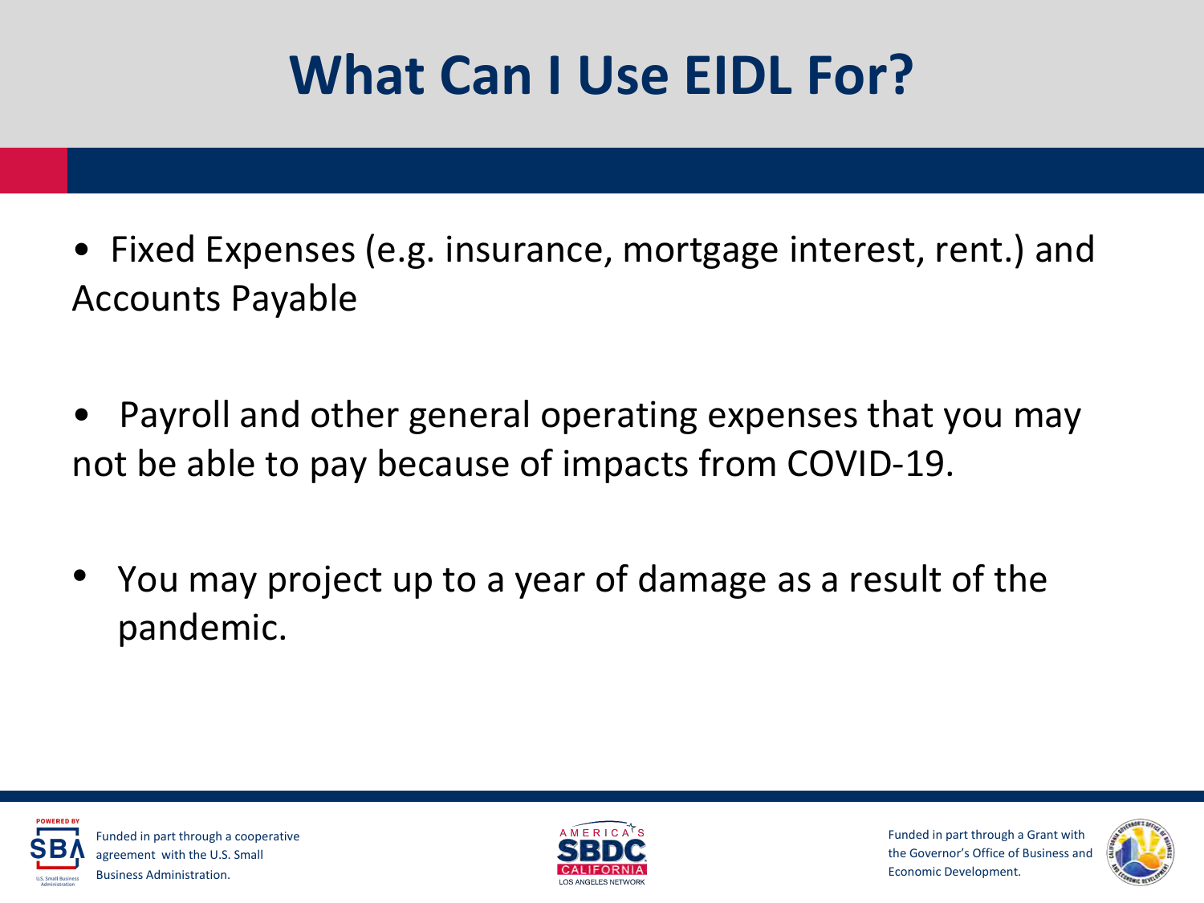# What Can I Use EIDL For?

- Fixed Expenses (e.g. insurance, mortgage interest, rent.) and Accounts Payable

- Payroll and other general operating expenses that you may not be able to pay because of impacts from COVID-19.

- You may project up to a year of damage as a result of the pandemic.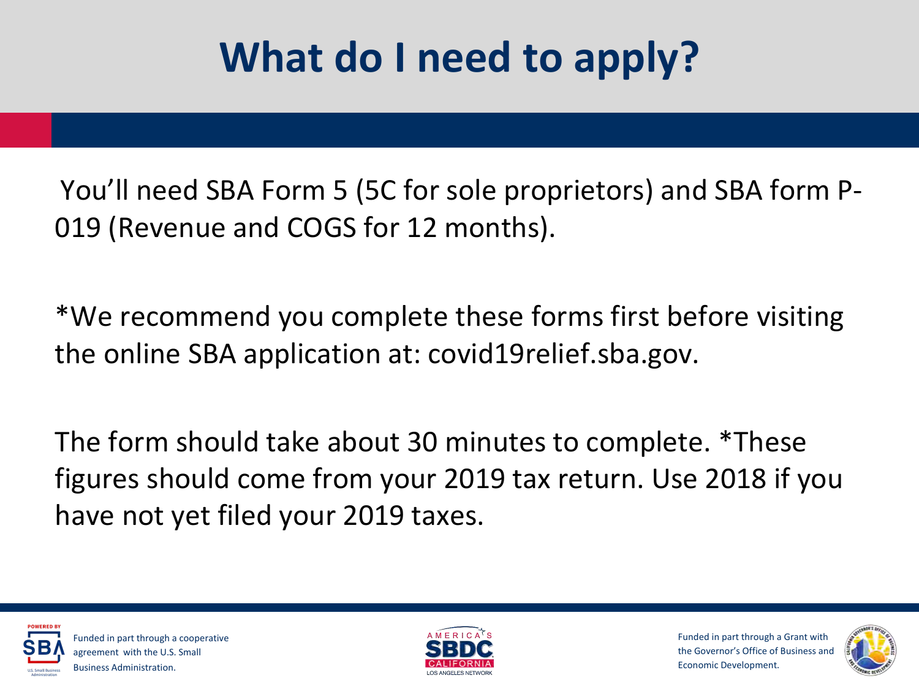# What do I need to apply?

You'll need SBA Form 5 (5C for sole proprietors) and SBA form P-019 (Revenue and COGS for 12 months).

*We recommend you complete these forms first before visiting the online SBA application at: covid19relief.sba.gov.

The form should take about 30 minutes to complete. *These figures should come from your 2019 tax return. Use 2018 if you have not yet filed your 2019 taxes.

Funded in part through a cooperative agreement with the U.S. Small Business Administration.

Funded in part through a Grant with the Governor's Office of Business and Economic Development.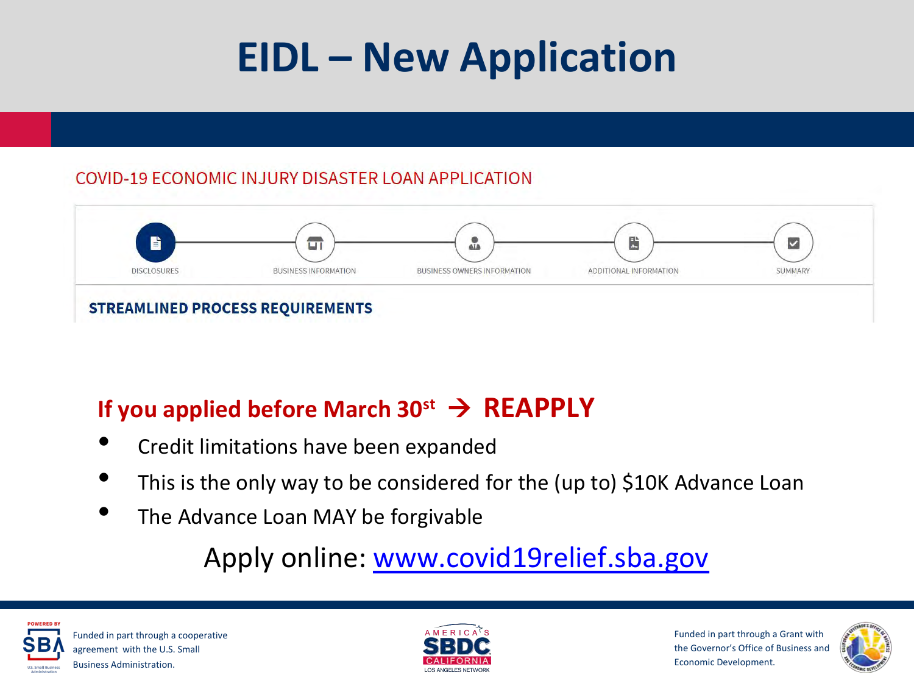# EIDL – New Application

COVID-19 ECONOMIC INJURY DISASTER LOAN APPLICATION

DISCLOSURES — BUSINESS INFORMATION — BUSINESS OWNERS INFORMATION — ADDITIONAL INFORMATION — SUMMARY

**STREAMLINED PROCESS REQUIREMENTS**

## If you applied before March 30st → REAPPLY

- Credit limitations have been expanded
- This is the only way to be considered for the (up to) $10K Advance Loan
- The Advance Loan MAY be forgivable

Apply online: www.covid19relief.sba.gov

Funded in part through a cooperative agreement with the U.S. Small Business Administration.

Funded in part through a Grant with the Governor's Office of Business and Economic Development.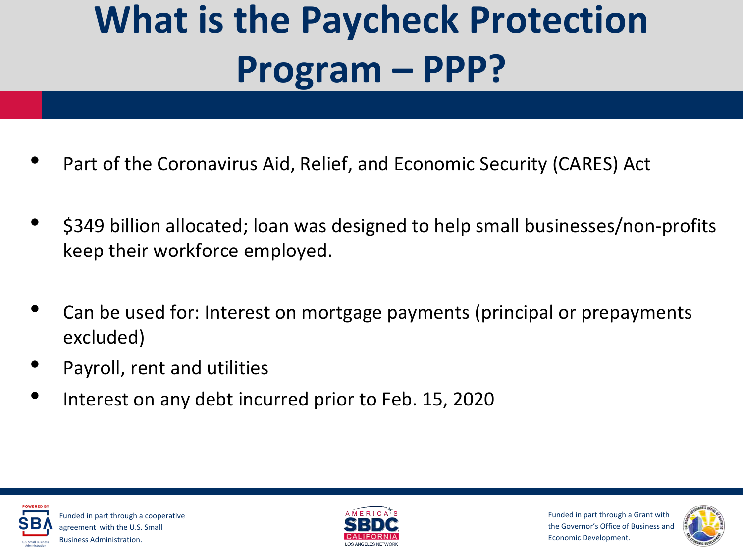# What is the Paycheck Protection Program – PPP?

- Part of the Coronavirus Aid, Relief, and Economic Security (CARES) Act
- $349 billion allocated; loan was designed to help small businesses/non-profits keep their workforce employed.
- Can be used for: Interest on mortgage payments (principal or prepayments excluded)
- Payroll, rent and utilities
- Interest on any debt incurred prior to Feb. 15, 2020

Funded in part through a cooperative agreement with the U.S. Small Business Administration.

Funded in part through a Grant with the Governor's Office of Business and Economic Development.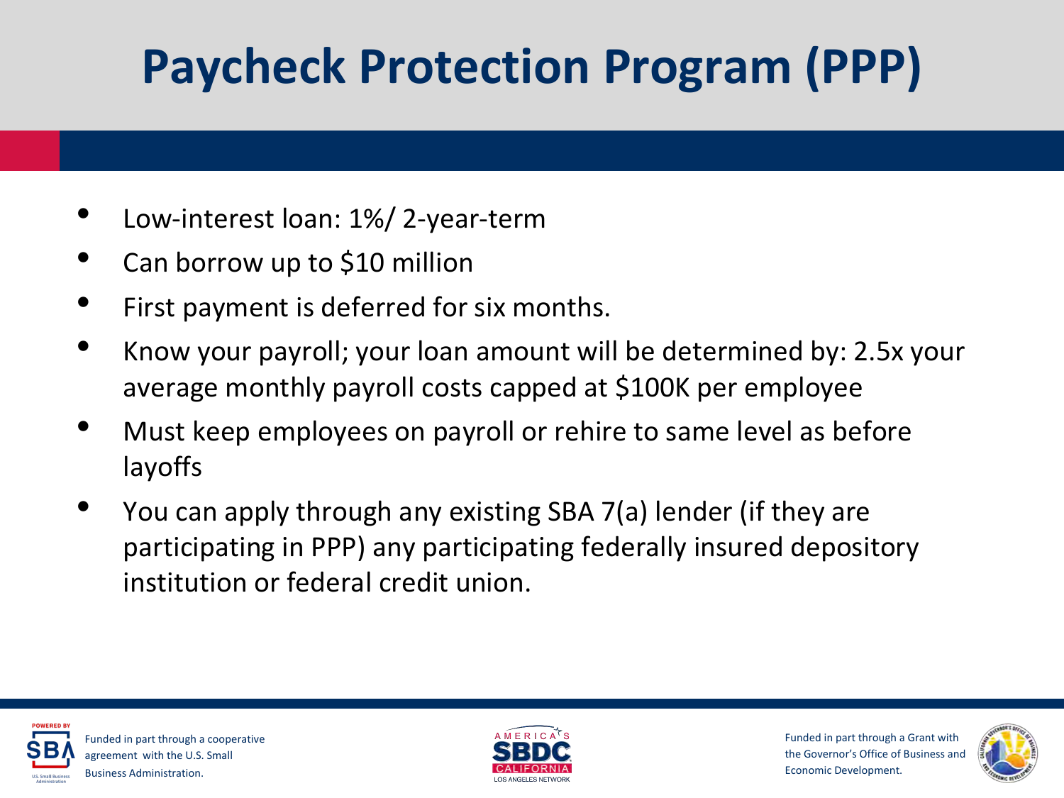# Paycheck Protection Program (PPP)

- Low-interest loan: 1%/ 2-year-term
- Can borrow up to $10 million
- First payment is deferred for six months.
- Know your payroll; your loan amount will be determined by: 2.5x your average monthly payroll costs capped at $100K per employee
- Must keep employees on payroll or rehire to same level as before layoffs
- You can apply through any existing SBA 7(a) lender (if they are participating in PPP) any participating federally insured depository institution or federal credit union.

Funded in part through a cooperative agreement with the U.S. Small Business Administration.

Funded in part through a Grant with the Governor's Office of Business and Economic Development.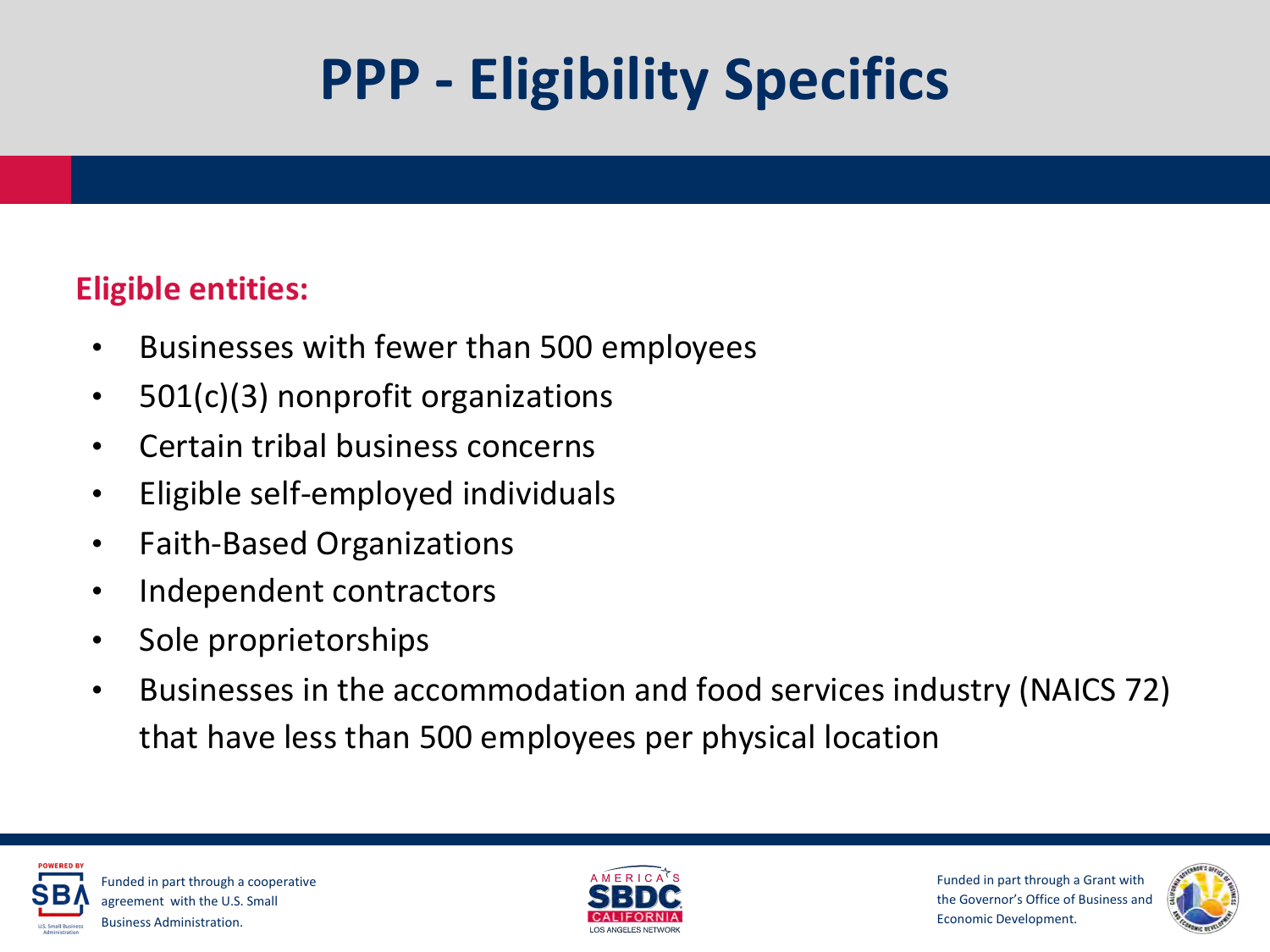# PPP - Eligibility Specifics

**Eligible entities:**

- Businesses with fewer than 500 employees
- 501(c)(3) nonprofit organizations
- Certain tribal business concerns
- Eligible self-employed individuals
- Faith-Based Organizations
- Independent contractors
- Sole proprietorships
- Businesses in the accommodation and food services industry (NAICS 72) that have less than 500 employees per physical location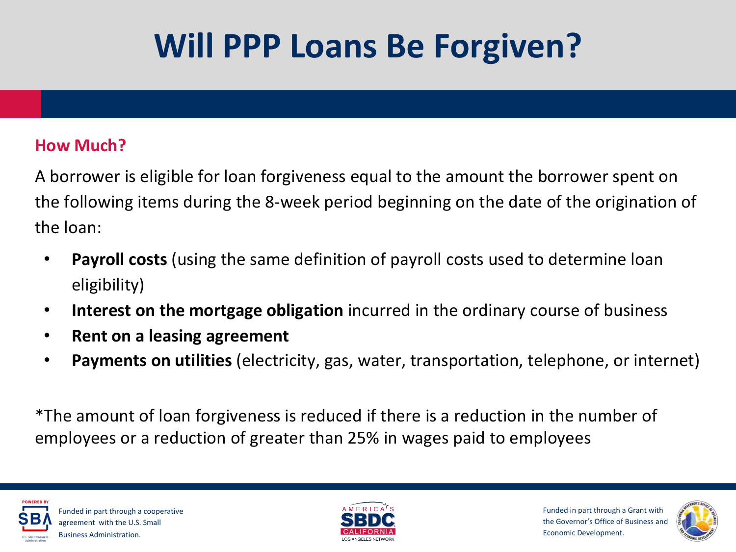# Will PPP Loans Be Forgiven?

## How Much?

A borrower is eligible for loan forgiveness equal to the amount the borrower spent on the following items during the 8-week period beginning on the date of the origination of the loan:

- **Payroll costs** (using the same definition of payroll costs used to determine loan eligibility)
- **Interest on the mortgage obligation** incurred in the ordinary course of business
- **Rent on a leasing agreement**
- **Payments on utilities** (electricity, gas, water, transportation, telephone, or internet)

*The amount of loan forgiveness is reduced if there is a reduction in the number of employees or a reduction of greater than 25% in wages paid to employees

Funded in part through a cooperative agreement with the U.S. Small Business Administration.

Funded in part through a Grant with the Governor's Office of Business and Economic Development.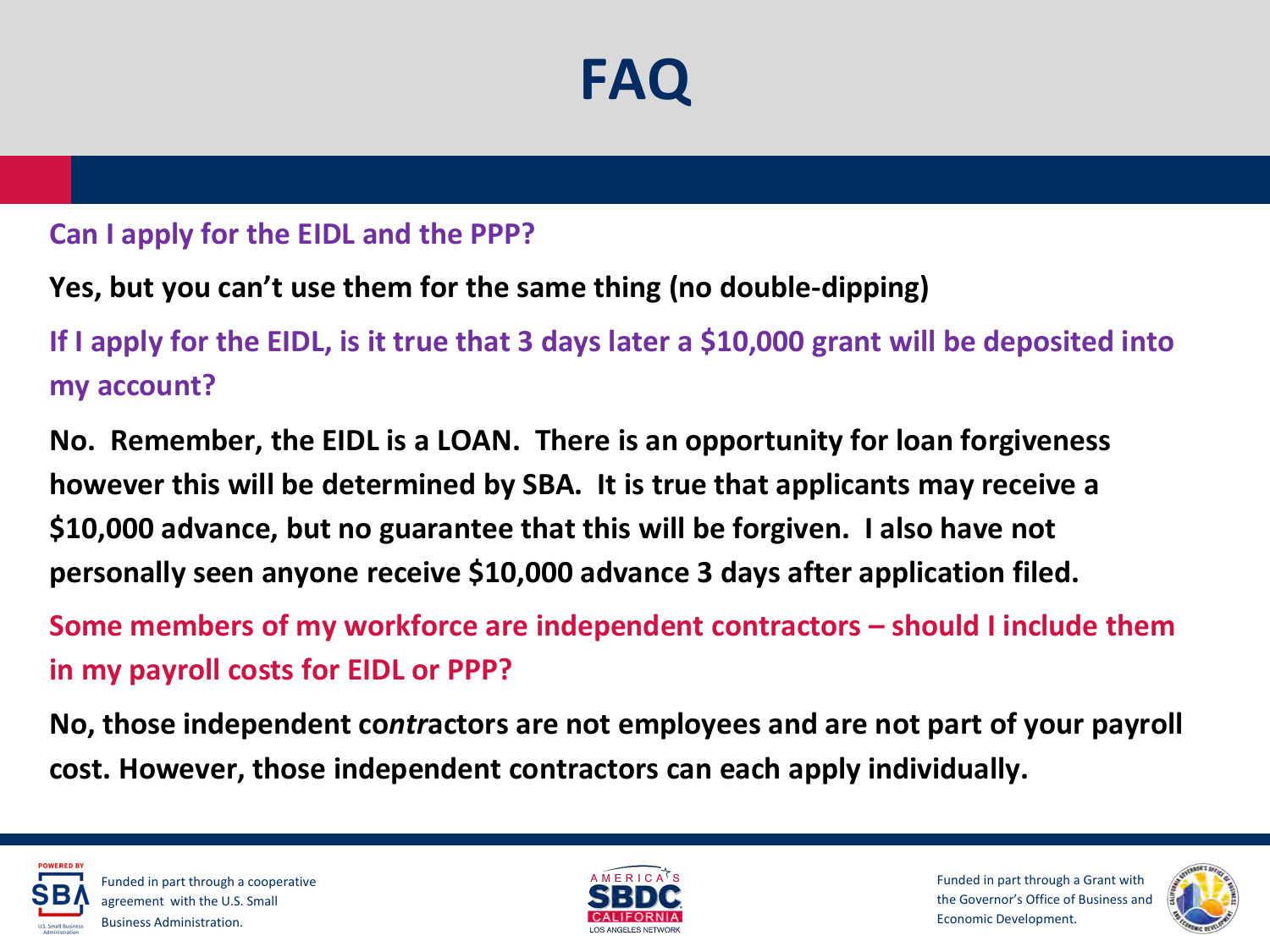# FAQ

**Can I apply for the EIDL and the PPP?**

**Yes, but you can't use them for the same thing (no double-dipping)**

**If I apply for the EIDL, is it true that 3 days later a $10,000 grant will be deposited into my account?**

**No. Remember, the EIDL is a LOAN. There is an opportunity for loan forgiveness however this will be determined by SBA. It is true that applicants may receive a $10,000 advance, but no guarantee that this will be forgiven. I also have not personally seen anyone receive $10,000 advance 3 days after application filed.**

**Some members of my workforce are independent contractors – should I include them in my payroll costs for EIDL or PPP?**

**No, those independent co*ntr*actors are not employees and are not part of your payroll cost. However, those independent contractors can each apply individually.**

Funded in part through a cooperative agreement with the U.S. Small Business Administration.

Funded in part through a Grant with the Governor's Office of Business and Economic Development.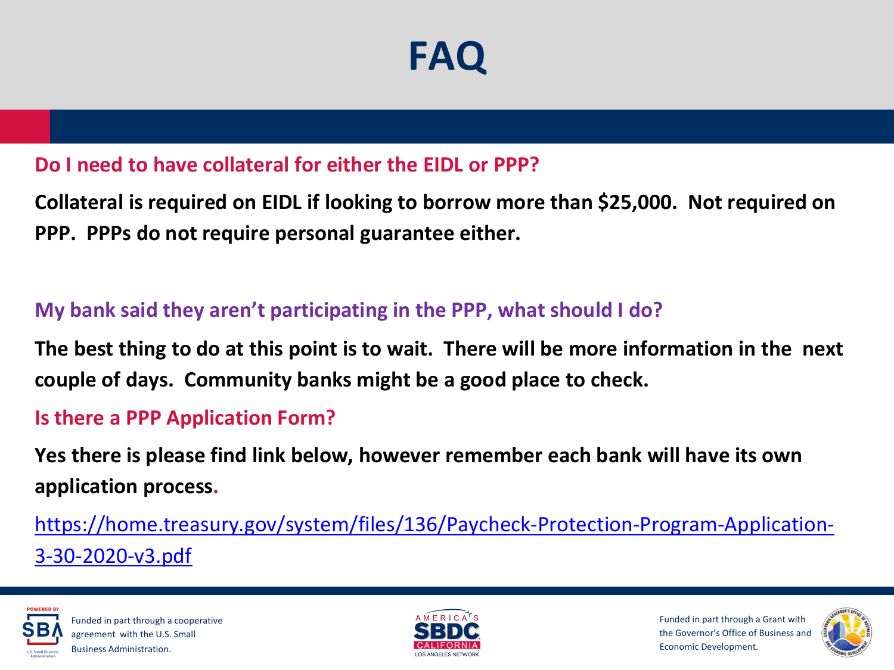# FAQ

**Do I need to have collateral for either the EIDL or PPP?**

**Collateral is required on EIDL if looking to borrow more than $25,000. Not required on PPP. PPPs do not require personal guarantee either.**

**My bank said they aren't participating in the PPP, what should I do?**

**The best thing to do at this point is to wait. There will be more information in the next couple of days. Community banks might be a good place to check.**

**Is there a PPP Application Form?**

**Yes there is please find link below, however remember each bank will have its own application process.**

https://home.treasury.gov/system/files/136/Paycheck-Protection-Program-Application-3-30-2020-v3.pdf

Funded in part through a cooperative agreement with the U.S. Small Business Administration.

Funded in part through a Grant with the Governor's Office of Business and Economic Development.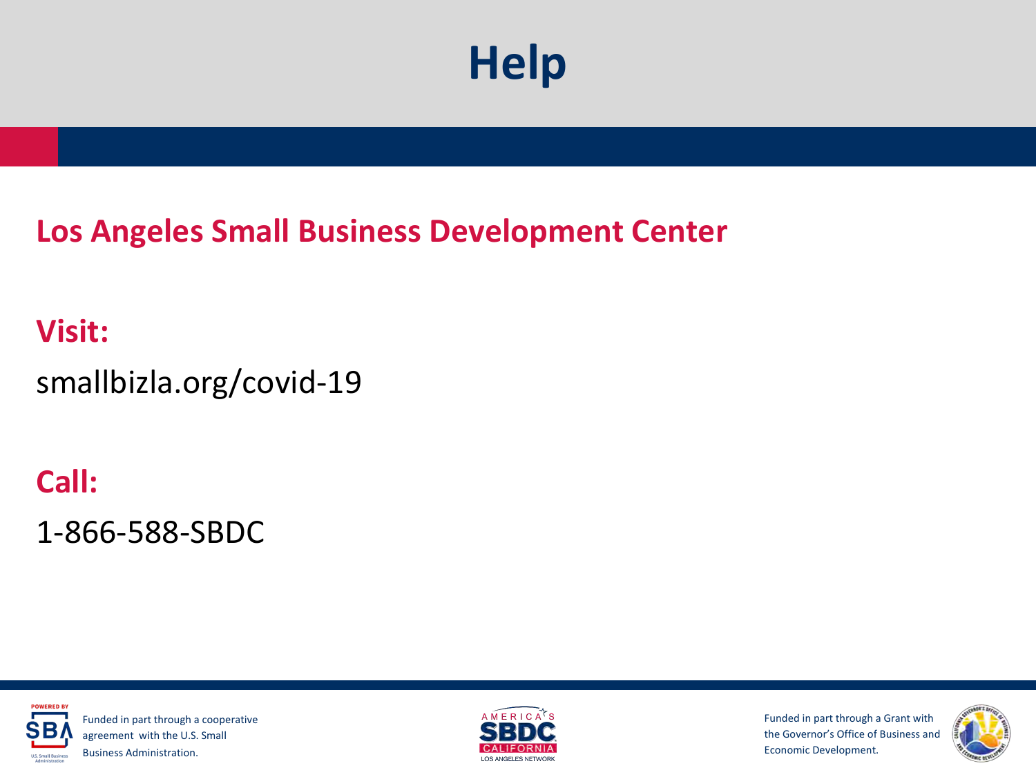# Help

## Los Angeles Small Business Development Center

**Visit:**

smallbizla.org/covid-19

**Call:**

1-866-588-SBDC

Funded in part through a cooperative agreement with the U.S. Small Business Administration.

Funded in part through a Grant with the Governor's Office of Business and Economic Development.